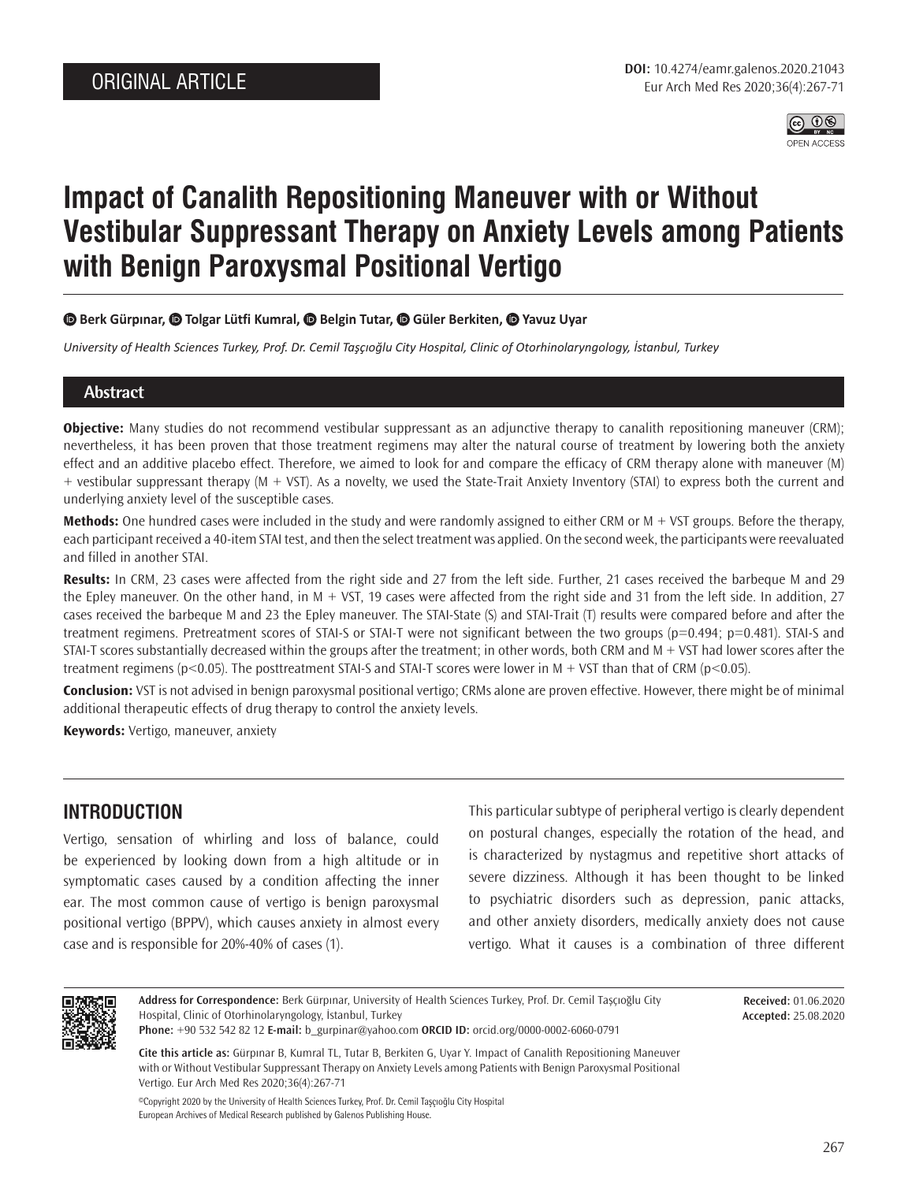ORIGINAL ARTICLE

# Impact of Canalith Repositioning Maneuver with or Without Vestibular Suppressant Therapy on Anxiety Levels among Patients with Benign Paroxysmal Positional Vertigo

**Berk Gürpınar, Tolgar Lütfi Kumral, Belgin Tutar, Güler Berkiten, Yavuz Uyar**

*University of Health Sciences Turkey, Prof. Dr. Cemil Taşçıoğlu City Hospital, Clinic of Otorhinolaryngology, İstanbul, Turkey*

## Abstract

**Objective:** Many studies do not recommend vestibular suppressant as an adjunctive therapy to canalith repositioning maneuver (CRM); nevertheless, it has been proven that those treatment regimens may alter the natural course of treatment by lowering both the anxiety effect and an additive placebo effect. Therefore, we aimed to look for and compare the efficacy of CRM therapy alone with maneuver (M) + vestibular suppressant therapy (M + VST). As a novelty, we used the State-Trait Anxiety Inventory (STAI) to express both the current and underlying anxiety level of the susceptible cases.

**Methods:** One hundred cases were included in the study and were randomly assigned to either CRM or M + VST groups. Before the therapy, each participant received a 40-item STAI test, and then the select treatment was applied. On the second week, the participants were reevaluated and filled in another STAI.

**Results:** In CRM, 23 cases were affected from the right side and 27 from the left side. Further, 21 cases received the barbeque M and 29 the Epley maneuver. On the other hand, in M + VST, 19 cases were affected from the right side and 31 from the left side. In addition, 27 cases received the barbeque M and 23 the Epley maneuver. The STAI-State (S) and STAI-Trait (T) results were compared before and after the treatment regimens. Pretreatment scores of STAI-S or STAI-T were not significant between the two groups ($p=0.494$; $p=0.481$). STAI-S and STAI-T scores substantially decreased within the groups after the treatment; in other words, both CRM and M + VST had lower scores after the treatment regimens ($p<0.05$). The posttreatment STAI-S and STAI-T scores were lower in M + VST than that of CRM ($p<0.05$).

**Conclusion:** VST is not advised in benign paroxysmal positional vertigo; CRMs alone are proven effective. However, there might be of minimal additional therapeutic effects of drug therapy to control the anxiety levels.

**Keywords:** Vertigo, maneuver, anxiety

## INTRODUCTION

Vertigo, sensation of whirling and loss of balance, could be experienced by looking down from a high altitude or in symptomatic cases caused by a condition affecting the inner ear. The most common cause of vertigo is benign paroxysmal positional vertigo (BPPV), which causes anxiety in almost every case and is responsible for 20%-40% of cases (1).

This particular subtype of peripheral vertigo is clearly dependent on postural changes, especially the rotation of the head, and is characterized by nystagmus and repetitive short attacks of severe dizziness. Although it has been thought to be linked to psychiatric disorders such as depression, panic attacks, and other anxiety disorders, medically anxiety does not cause vertigo. What it causes is a combination of three different

**Address for Correspondence:** Berk Gürpınar, University of Health Sciences Turkey, Prof. Dr. Cemil Taşçıoğlu City Hospital, Clinic of Otorhinolaryngology, İstanbul, Turkey
**Phone:** +90 532 542 82 12 **E-mail:** b_gurpinar@yahoo.com **ORCID ID:** orcid.org/0000-0002-6060-0791

**Received:** 01.06.2020
**Accepted:** 25.08.2020

**Cite this article as:** Gürpınar B, Kumral TL, Tutar B, Berkiten G, Uyar Y. Impact of Canalith Repositioning Maneuver with or Without Vestibular Suppressant Therapy on Anxiety Levels among Patients with Benign Paroxysmal Positional Vertigo. Eur Arch Med Res 2020;36(4):267-71

©Copyright 2020 by the University of Health Sciences Turkey, Prof. Dr. Cemil Taşçıoğlu City Hospital
European Archives of Medical Research published by Galenos Publishing House.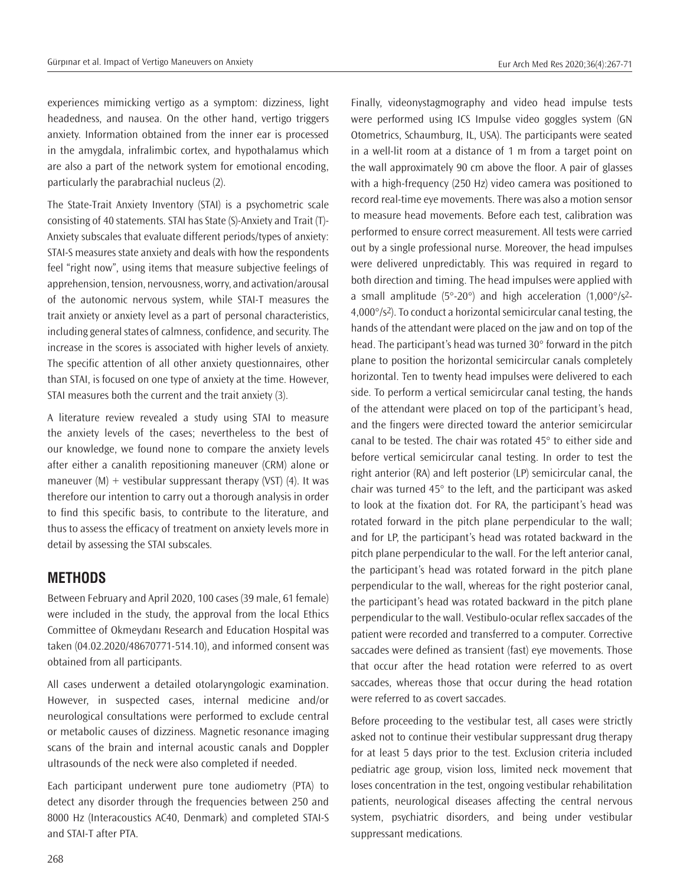experiences mimicking vertigo as a symptom: dizziness, light headedness, and nausea. On the other hand, vertigo triggers anxiety. Information obtained from the inner ear is processed in the amygdala, infralimbic cortex, and hypothalamus which are also a part of the network system for emotional encoding, particularly the parabrachial nucleus (2).

The State-Trait Anxiety Inventory (STAI) is a psychometric scale consisting of 40 statements. STAI has State (S)-Anxiety and Trait (T)-Anxiety subscales that evaluate different periods/types of anxiety: STAI-S measures state anxiety and deals with how the respondents feel "right now", using items that measure subjective feelings of apprehension, tension, nervousness, worry, and activation/arousal of the autonomic nervous system, while STAI-T measures the trait anxiety or anxiety level as a part of personal characteristics, including general states of calmness, confidence, and security. The increase in the scores is associated with higher levels of anxiety. The specific attention of all other anxiety questionnaires, other than STAI, is focused on one type of anxiety at the time. However, STAI measures both the current and the trait anxiety (3).

A literature review revealed a study using STAI to measure the anxiety levels of the cases; nevertheless to the best of our knowledge, we found none to compare the anxiety levels after either a canalith repositioning maneuver (CRM) alone or maneuver (M) + vestibular suppressant therapy (VST) (4). It was therefore our intention to carry out a thorough analysis in order to find this specific basis, to contribute to the literature, and thus to assess the efficacy of treatment on anxiety levels more in detail by assessing the STAI subscales.

## METHODS

Between February and April 2020, 100 cases (39 male, 61 female) were included in the study, the approval from the local Ethics Committee of Okmeydanı Research and Education Hospital was taken (04.02.2020/48670771-514.10), and informed consent was obtained from all participants.

All cases underwent a detailed otolaryngologic examination. However, in suspected cases, internal medicine and/or neurological consultations were performed to exclude central or metabolic causes of dizziness. Magnetic resonance imaging scans of the brain and internal acoustic canals and Doppler ultrasounds of the neck were also completed if needed.

Each participant underwent pure tone audiometry (PTA) to detect any disorder through the frequencies between 250 and 8000 Hz (Interacoustics AC40, Denmark) and completed STAI-S and STAI-T after PTA.

Finally, videonystagmography and video head impulse tests were performed using ICS Impulse video goggles system (GN Otometrics, Schaumburg, IL, USA). The participants were seated in a well-lit room at a distance of 1 m from a target point on the wall approximately 90 cm above the floor. A pair of glasses with a high-frequency (250 Hz) video camera was positioned to record real-time eye movements. There was also a motion sensor to measure head movements. Before each test, calibration was performed to ensure correct measurement. All tests were carried out by a single professional nurse. Moreover, the head impulses were delivered unpredictably. This was required in regard to both direction and timing. The head impulses were applied with a small amplitude (5°-20°) and high acceleration ($1{,}000°/s^2$-$4{,}000°/s^2$). To conduct a horizontal semicircular canal testing, the hands of the attendant were placed on the jaw and on top of the head. The participant's head was turned 30° forward in the pitch plane to position the horizontal semicircular canals completely horizontal. Ten to twenty head impulses were delivered to each side. To perform a vertical semicircular canal testing, the hands of the attendant were placed on top of the participant's head, and the fingers were directed toward the anterior semicircular canal to be tested. The chair was rotated 45° to either side and before vertical semicircular canal testing. In order to test the right anterior (RA) and left posterior (LP) semicircular canal, the chair was turned 45° to the left, and the participant was asked to look at the fixation dot. For RA, the participant's head was rotated forward in the pitch plane perpendicular to the wall; and for LP, the participant's head was rotated backward in the pitch plane perpendicular to the wall. For the left anterior canal, the participant's head was rotated forward in the pitch plane perpendicular to the wall, whereas for the right posterior canal, the participant's head was rotated backward in the pitch plane perpendicular to the wall. Vestibulo-ocular reflex saccades of the patient were recorded and transferred to a computer. Corrective saccades were defined as transient (fast) eye movements. Those that occur after the head rotation were referred to as overt saccades, whereas those that occur during the head rotation were referred to as covert saccades.

Before proceeding to the vestibular test, all cases were strictly asked not to continue their vestibular suppressant drug therapy for at least 5 days prior to the test. Exclusion criteria included pediatric age group, vision loss, limited neck movement that loses concentration in the test, ongoing vestibular rehabilitation patients, neurological diseases affecting the central nervous system, psychiatric disorders, and being under vestibular suppressant medications.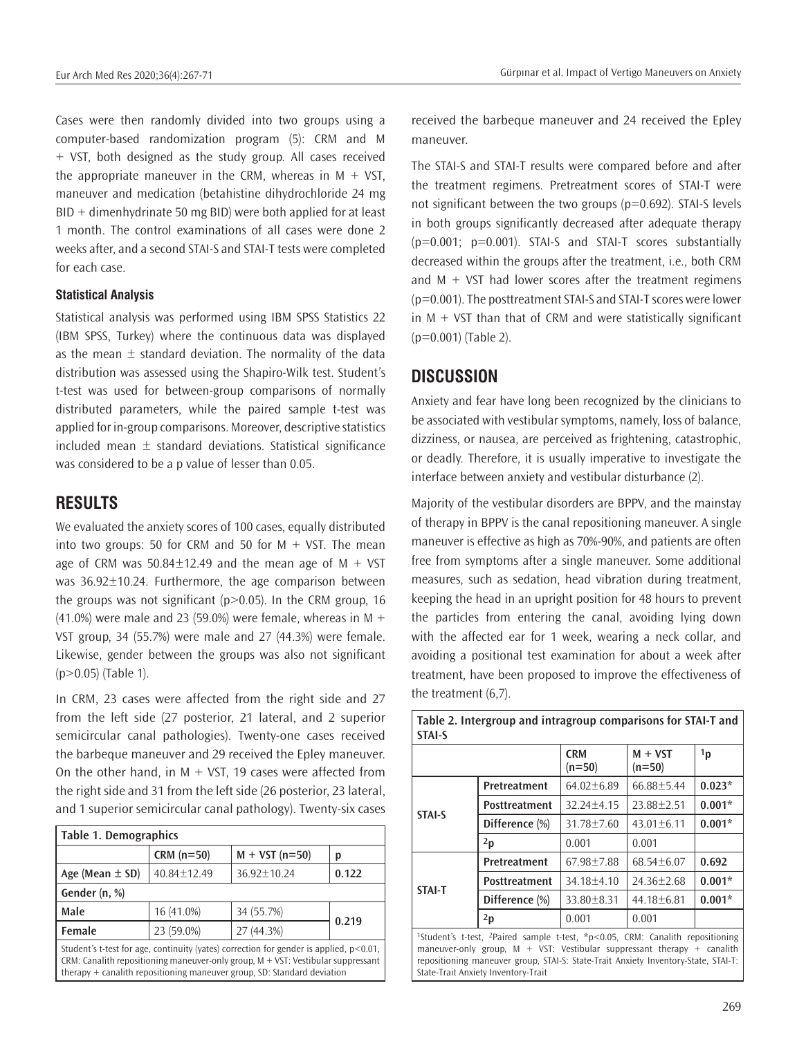Cases were then randomly divided into two groups using a computer-based randomization program (5): CRM and M + VST, both designed as the study group. All cases received the appropriate maneuver in the CRM, whereas in M + VST, maneuver and medication (betahistine dihydrochloride 24 mg BID + dimenhydrinate 50 mg BID) were both applied for at least 1 month. The control examinations of all cases were done 2 weeks after, and a second STAI-S and STAI-T tests were completed for each case.

### Statistical Analysis

Statistical analysis was performed using IBM SPSS Statistics 22 (IBM SPSS, Turkey) where the continuous data was displayed as the mean ± standard deviation. The normality of the data distribution was assessed using the Shapiro-Wilk test. Student's t-test was used for between-group comparisons of normally distributed parameters, while the paired sample t-test was applied for in-group comparisons. Moreover, descriptive statistics included mean ± standard deviations. Statistical significance was considered to be a p value of lesser than 0.05.

## RESULTS

We evaluated the anxiety scores of 100 cases, equally distributed into two groups: 50 for CRM and 50 for M + VST. The mean age of CRM was 50.84±12.49 and the mean age of M + VST was 36.92±10.24. Furthermore, the age comparison between the groups was not significant ($p>0.05$). In the CRM group, 16 (41.0%) were male and 23 (59.0%) were female, whereas in M + VST group, 34 (55.7%) were male and 27 (44.3%) were female. Likewise, gender between the groups was also not significant ($p>0.05$) (Table 1).

In CRM, 23 cases were affected from the right side and 27 from the left side (27 posterior, 21 lateral, and 2 superior semicircular canal pathologies). Twenty-one cases received the barbeque maneuver and 29 received the Epley maneuver. On the other hand, in M + VST, 19 cases were affected from the right side and 31 from the left side (26 posterior, 23 lateral, and 1 superior semicircular canal pathology). Twenty-six cases received the barbeque maneuver and 24 received the Epley maneuver.

**Table 1. Demographics**

| | CRM (n=50) | M + VST (n=50) | p |
|---|---|---|---|
| Age (Mean ± SD) | 40.84±12.49 | 36.92±10.24 | **0.122** |
| Gender (n, %) | | | |
| Male | 16 (41.0%) | 34 (55.7%) | **0.219** |
| Female | 23 (59.0%) | 27 (44.3%) | |

Student's t-test for age, continuity (yates) correction for gender is applied, $p<0.01$, CRM: Canalith repositioning maneuver-only group, M + VST: Vestibular suppressant therapy + canalith repositioning maneuver group, SD: Standard deviation

The STAI-S and STAI-T results were compared before and after the treatment regimens. Pretreatment scores of STAI-T were not significant between the two groups ($p=0.692$). STAI-S levels in both groups significantly decreased after adequate therapy ($p=0.001$; $p=0.001$). STAI-S and STAI-T scores substantially decreased within the groups after the treatment, i.e., both CRM and M + VST had lower scores after the treatment regimens ($p=0.001$). The posttreatment STAI-S and STAI-T scores were lower in M + VST than that of CRM and were statistically significant ($p=0.001$) (Table 2).

## DISCUSSION

Anxiety and fear have long been recognized by the clinicians to be associated with vestibular symptoms, namely, loss of balance, dizziness, or nausea, are perceived as frightening, catastrophic, or deadly. Therefore, it is usually imperative to investigate the interface between anxiety and vestibular disturbance (2).

Majority of the vestibular disorders are BPPV, and the mainstay of therapy in BPPV is the canal repositioning maneuver. A single maneuver is effective as high as 70%-90%, and patients are often free from symptoms after a single maneuver. Some additional measures, such as sedation, head vibration during treatment, keeping the head in an upright position for 48 hours to prevent the particles from entering the canal, avoiding lying down with the affected ear for 1 week, wearing a neck collar, and avoiding a positional test examination for about a week after treatment, have been proposed to improve the effectiveness of the treatment (6,7).

**Table 2. Intergroup and intragroup comparisons for STAI-T and STAI-S**

| | | CRM (n=50) | M + VST (n=50) | [1]p |
|---|---|---|---|---|
| STAI-S | Pretreatment | 64.02±6.89 | 66.88±5.44 | **0.023*** |
| | Posttreatment | 32.24±4.15 | 23.88±2.51 | **0.001*** |
| | Difference (%) | 31.78±7.60 | 43.01±6.11 | **0.001*** |
| | [2]p | 0.001 | 0.001 | |
| STAI-T | Pretreatment | 67.98±7.88 | 68.54±6.07 | **0.692** |
| | Posttreatment | 34.18±4.10 | 24.36±2.68 | **0.001*** |
| | Difference (%) | 33.80±8.31 | 44.18±6.81 | **0.001*** |
| | [2]p | 0.001 | 0.001 | |

[1]Student's t-test, [2]Paired sample t-test, *$p<0.05$, CRM: Canalith repositioning maneuver-only group, M + VST: Vestibular suppressant therapy + canalith repositioning maneuver group, STAI-S: State-Trait Anxiety Inventory-State, STAI-T: State-Trait Anxiety Inventory-Trait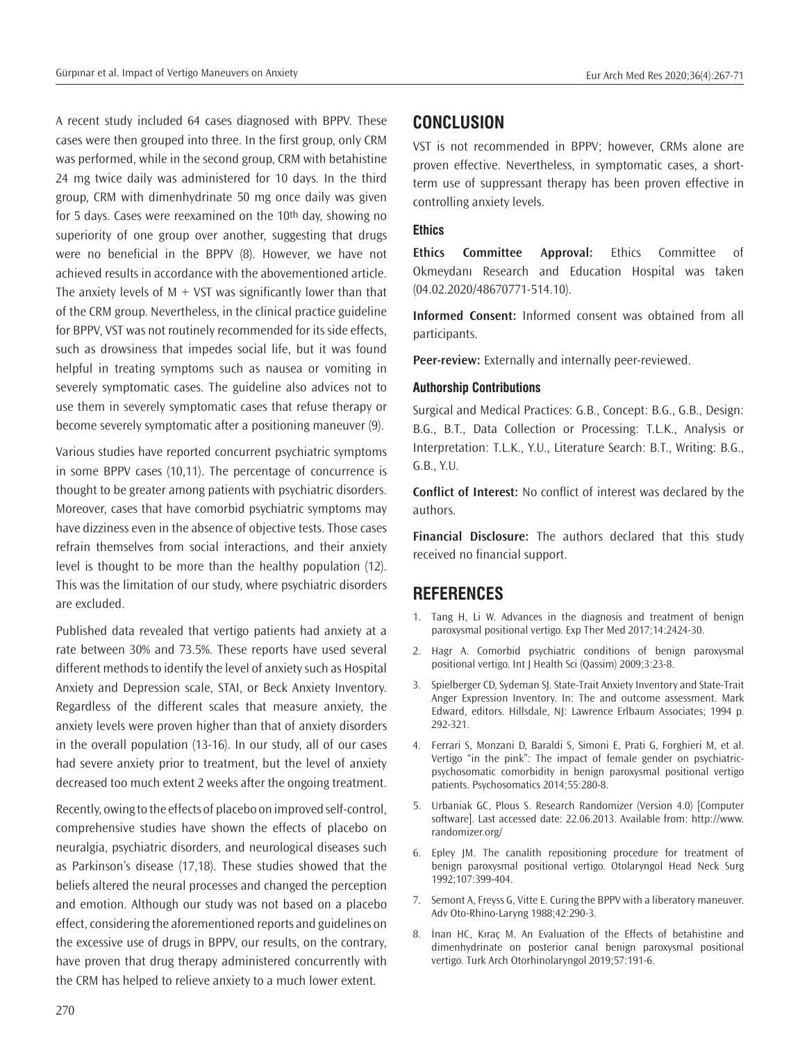A recent study included 64 cases diagnosed with BPPV. These cases were then grouped into three. In the first group, only CRM was performed, while in the second group, CRM with betahistine 24 mg twice daily was administered for 10 days. In the third group, CRM with dimenhydrinate 50 mg once daily was given for 5 days. Cases were reexamined on the 10th day, showing no superiority of one group over another, suggesting that drugs were no beneficial in the BPPV (8). However, we have not achieved results in accordance with the abovementioned article. The anxiety levels of M + VST was significantly lower than that of the CRM group. Nevertheless, in the clinical practice guideline for BPPV, VST was not routinely recommended for its side effects, such as drowsiness that impedes social life, but it was found helpful in treating symptoms such as nausea or vomiting in severely symptomatic cases. The guideline also advices not to use them in severely symptomatic cases that refuse therapy or become severely symptomatic after a positioning maneuver (9).

Various studies have reported concurrent psychiatric symptoms in some BPPV cases (10,11). The percentage of concurrence is thought to be greater among patients with psychiatric disorders. Moreover, cases that have comorbid psychiatric symptoms may have dizziness even in the absence of objective tests. Those cases refrain themselves from social interactions, and their anxiety level is thought to be more than the healthy population (12). This was the limitation of our study, where psychiatric disorders are excluded.

Published data revealed that vertigo patients had anxiety at a rate between 30% and 73.5%. These reports have used several different methods to identify the level of anxiety such as Hospital Anxiety and Depression scale, STAI, or Beck Anxiety Inventory. Regardless of the different scales that measure anxiety, the anxiety levels were proven higher than that of anxiety disorders in the overall population (13-16). In our study, all of our cases had severe anxiety prior to treatment, but the level of anxiety decreased too much extent 2 weeks after the ongoing treatment.

Recently, owing to the effects of placebo on improved self-control, comprehensive studies have shown the effects of placebo on neuralgia, psychiatric disorders, and neurological diseases such as Parkinson's disease (17,18). These studies showed that the beliefs altered the neural processes and changed the perception and emotion. Although our study was not based on a placebo effect, considering the aforementioned reports and guidelines on the excessive use of drugs in BPPV, our results, on the contrary, have proven that drug therapy administered concurrently with the CRM has helped to relieve anxiety to a much lower extent.

## CONCLUSION

VST is not recommended in BPPV; however, CRMs alone are proven effective. Nevertheless, in symptomatic cases, a short-term use of suppressant therapy has been proven effective in controlling anxiety levels.

### Ethics

**Ethics Committee Approval:** Ethics Committee of Okmeydanı Research and Education Hospital was taken (04.02.2020/48670771-514.10).

**Informed Consent:** Informed consent was obtained from all participants.

**Peer-review:** Externally and internally peer-reviewed.

### Authorship Contributions

Surgical and Medical Practices: G.B., Concept: B.G., G.B., Design: B.G., B.T., Data Collection or Processing: T.L.K., Analysis or Interpretation: T.L.K., Y.U., Literature Search: B.T., Writing: B.G., G.B., Y.U.

**Conflict of Interest:** No conflict of interest was declared by the authors.

**Financial Disclosure:** The authors declared that this study received no financial support.

## REFERENCES

1. Tang H, Li W. Advances in the diagnosis and treatment of benign paroxysmal positional vertigo. Exp Ther Med 2017;14:2424-30.
2. Hagr A. Comorbid psychiatric conditions of benign paroxysmal positional vertigo. Int J Health Sci (Qassim) 2009;3:23-8.
3. Spielberger CD, Sydeman SJ. State-Trait Anxiety Inventory and State-Trait Anger Expression Inventory. In: The and outcome assessment. Mark Edward, editors. Hillsdale, NJ: Lawrence Erlbaum Associates; 1994 p. 292-321.
4. Ferrari S, Monzani D, Baraldi S, Simoni E, Prati G, Forghieri M, et al. Vertigo "in the pink": The impact of female gender on psychiatric-psychosomatic comorbidity in benign paroxysmal positional vertigo patients. Psychosomatics 2014;55:280-8.
5. Urbaniak GC, Plous S. Research Randomizer (Version 4.0) [Computer software]. Last accessed date: 22.06.2013. Available from: http://www.randomizer.org/
6. Epley JM. The canalith repositioning procedure for treatment of benign paroxysmal positional vertigo. Otolaryngol Head Neck Surg 1992;107:399-404.
7. Semont A, Freyss G, Vitte E. Curing the BPPV with a liberatory maneuver. Adv Oto-Rhino-Laryng 1988;42:290-3.
8. İnan HC, Kıraç M. An Evaluation of the Effects of betahistine and dimenhydrinate on posterior canal benign paroxysmal positional vertigo. Turk Arch Otorhinolaryngol 2019;57:191-6.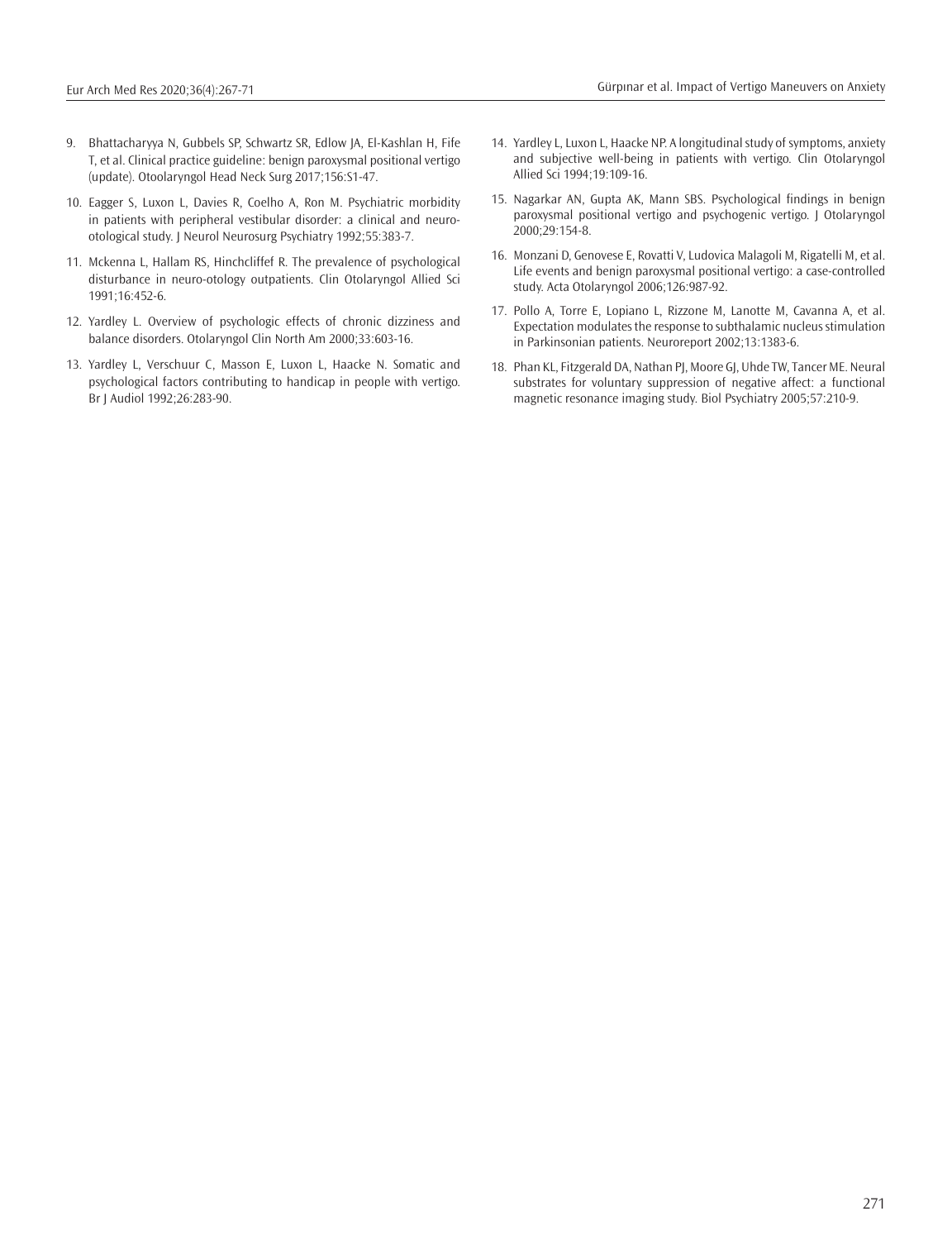9. Bhattacharyya N, Gubbels SP, Schwartz SR, Edlow JA, El-Kashlan H, Fife T, et al. Clinical practice guideline: benign paroxysmal positional vertigo (update). Otoolaryngol Head Neck Surg 2017;156:S1-47.
10. Eagger S, Luxon L, Davies R, Coelho A, Ron M. Psychiatric morbidity in patients with peripheral vestibular disorder: a clinical and neuro-otological study. J Neurol Neurosurg Psychiatry 1992;55:383-7.
11. Mckenna L, Hallam RS, Hinchcliffe R. The prevalence of psychological disturbance in neuro-otology outpatients. Clin Otolaryngol Allied Sci 1991;16:452-6.
12. Yardley L. Overview of psychologic effects of chronic dizziness and balance disorders. Otolaryngol Clin North Am 2000;33:603-16.
13. Yardley L, Verschuur C, Masson E, Luxon L, Haacke N. Somatic and psychological factors contributing to handicap in people with vertigo. Br J Audiol 1992;26:283-90.
14. Yardley L, Luxon L, Haacke NP. A longitudinal study of symptoms, anxiety and subjective well-being in patients with vertigo. Clin Otolaryngol Allied Sci 1994;19:109-16.
15. Nagarkar AN, Gupta AK, Mann SBS. Psychological findings in benign paroxysmal positional vertigo and psychogenic vertigo. J Otolaryngol 2000;29:154-8.
16. Monzani D, Genovese E, Rovatti V, Ludovica Malagoli M, Rigatelli M, et al. Life events and benign paroxysmal positional vertigo: a case-controlled study. Acta Otolaryngol 2006;126:987-92.
17. Pollo A, Torre E, Lopiano L, Rizzone M, Lanotte M, Cavanna A, et al. Expectation modulates the response to subthalamic nucleus stimulation in Parkinsonian patients. Neuroreport 2002;13:1383-6.
18. Phan KL, Fitzgerald DA, Nathan PJ, Moore GJ, Uhde TW, Tancer ME. Neural substrates for voluntary suppression of negative affect: a functional magnetic resonance imaging study. Biol Psychiatry 2005;57:210-9.